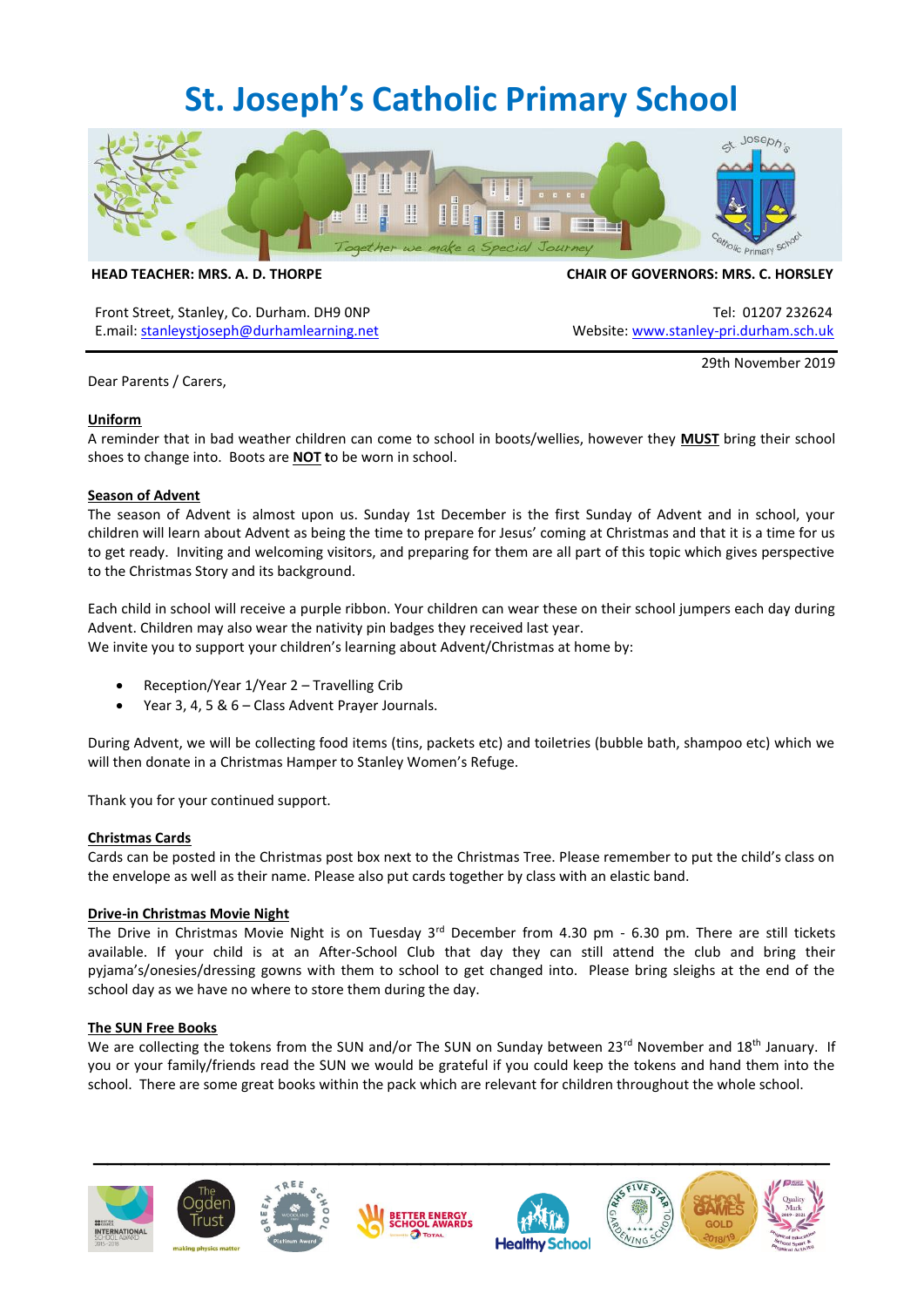# St. Joseph's Catholic Primary School

**HEAD TEACHER: MRS. A. D. THORPE** | **CHAIR OF GOVERNORS: MRS. C. HORSLEY**

Front Street, Stanley, Co. Durham. DH9 0NP
E.mail: stanleystjoseph@durhamlearning.net

Tel: 01207 232624
Website: www.stanley-pri.durham.sch.uk

29th November 2019

Dear Parents / Carers,

**Uniform**

A reminder that in bad weather children can come to school in boots/wellies, however they **MUST** bring their school shoes to change into. Boots are **NOT** to be worn in school.

**Season of Advent**

The season of Advent is almost upon us. Sunday 1st December is the first Sunday of Advent and in school, your children will learn about Advent as being the time to prepare for Jesus' coming at Christmas and that it is a time for us to get ready. Inviting and welcoming visitors, and preparing for them are all part of this topic which gives perspective to the Christmas Story and its background.

Each child in school will receive a purple ribbon. Your children can wear these on their school jumpers each day during Advent. Children may also wear the nativity pin badges they received last year.
We invite you to support your children's learning about Advent/Christmas at home by:

- Reception/Year 1/Year 2 – Travelling Crib
- Year 3, 4, 5 & 6 – Class Advent Prayer Journals.

During Advent, we will be collecting food items (tins, packets etc) and toiletries (bubble bath, shampoo etc) which we will then donate in a Christmas Hamper to Stanley Women's Refuge.

Thank you for your continued support.

**Christmas Cards**

Cards can be posted in the Christmas post box next to the Christmas Tree. Please remember to put the child's class on the envelope as well as their name. Please also put cards together by class with an elastic band.

**Drive-in Christmas Movie Night**

The Drive in Christmas Movie Night is on Tuesday 3rd December from 4.30 pm - 6.30 pm. There are still tickets available. If your child is at an After-School Club that day they can still attend the club and bring their pyjama's/onesies/dressing gowns with them to school to get changed into. Please bring sleighs at the end of the school day as we have no where to store them during the day.

**The SUN Free Books**

We are collecting the tokens from the SUN and/or The SUN on Sunday between 23rd November and 18th January. If you or your family/friends read the SUN we would be grateful if you could keep the tokens and hand them into the school. There are some great books within the pack which are relevant for children throughout the whole school.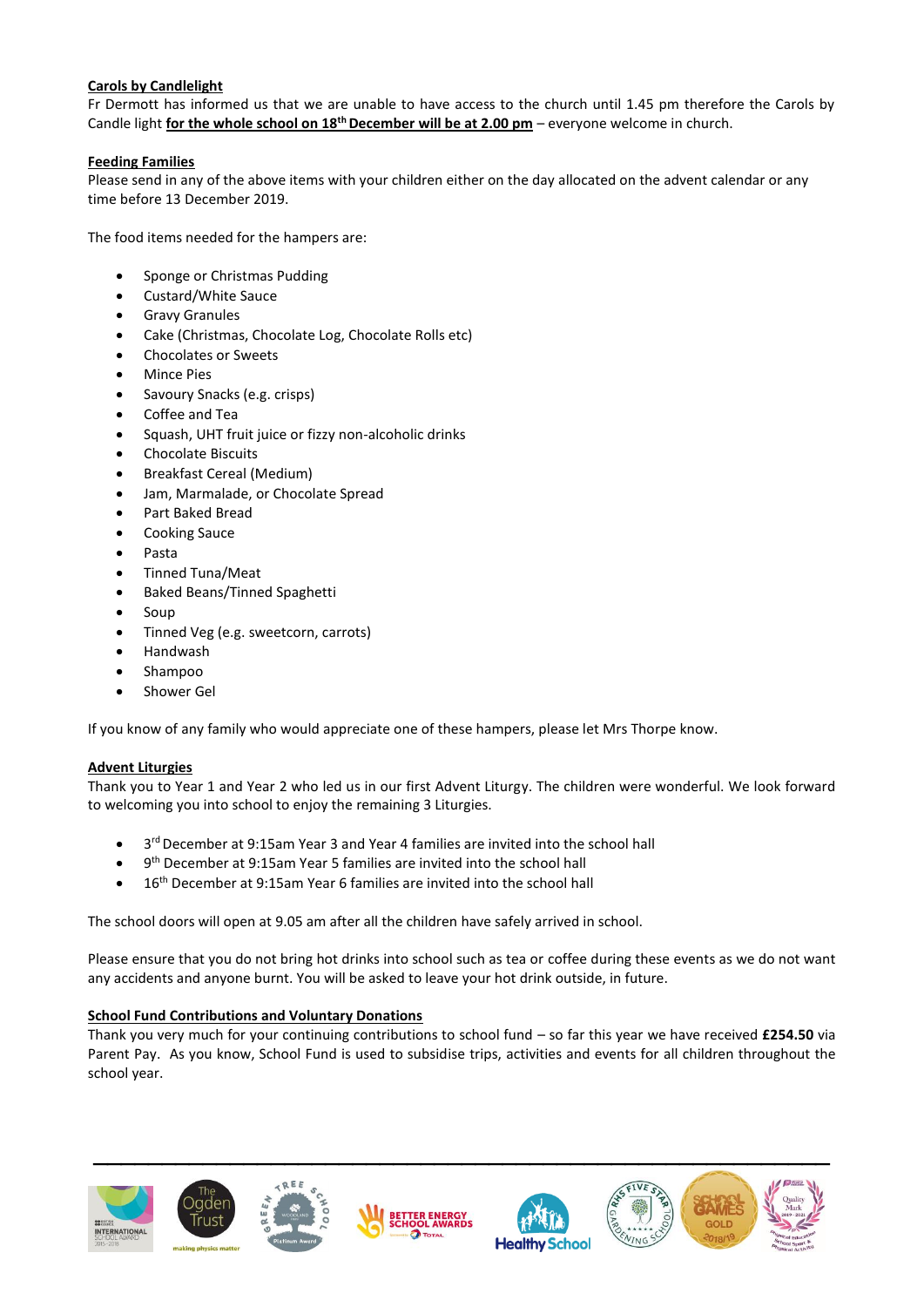**Carols by Candlelight**

Fr Dermott has informed us that we are unable to have access to the church until 1.45 pm therefore the Carols by Candle light **for the whole school on 18th December will be at 2.00 pm** – everyone welcome in church.

**Feeding Families**

Please send in any of the above items with your children either on the day allocated on the advent calendar or any time before 13 December 2019.

The food items needed for the hampers are:

- Sponge or Christmas Pudding
- Custard/White Sauce
- Gravy Granules
- Cake (Christmas, Chocolate Log, Chocolate Rolls etc)
- Chocolates or Sweets
- Mince Pies
- Savoury Snacks (e.g. crisps)
- Coffee and Tea
- Squash, UHT fruit juice or fizzy non-alcoholic drinks
- Chocolate Biscuits
- Breakfast Cereal (Medium)
- Jam, Marmalade, or Chocolate Spread
- Part Baked Bread
- Cooking Sauce
- Pasta
- Tinned Tuna/Meat
- Baked Beans/Tinned Spaghetti
- Soup
- Tinned Veg (e.g. sweetcorn, carrots)
- Handwash
- Shampoo
- Shower Gel

If you know of any family who would appreciate one of these hampers, please let Mrs Thorpe know.

**Advent Liturgies**

Thank you to Year 1 and Year 2 who led us in our first Advent Liturgy. The children were wonderful. We look forward to welcoming you into school to enjoy the remaining 3 Liturgies.

- 3rd December at 9:15am Year 3 and Year 4 families are invited into the school hall
- 9th December at 9:15am Year 5 families are invited into the school hall
- 16th December at 9:15am Year 6 families are invited into the school hall

The school doors will open at 9.05 am after all the children have safely arrived in school.

Please ensure that you do not bring hot drinks into school such as tea or coffee during these events as we do not want any accidents and anyone burnt. You will be asked to leave your hot drink outside, in future.

**School Fund Contributions and Voluntary Donations**

Thank you very much for your continuing contributions to school fund – so far this year we have received **£254.50** via Parent Pay. As you know, School Fund is used to subsidise trips, activities and events for all children throughout the school year.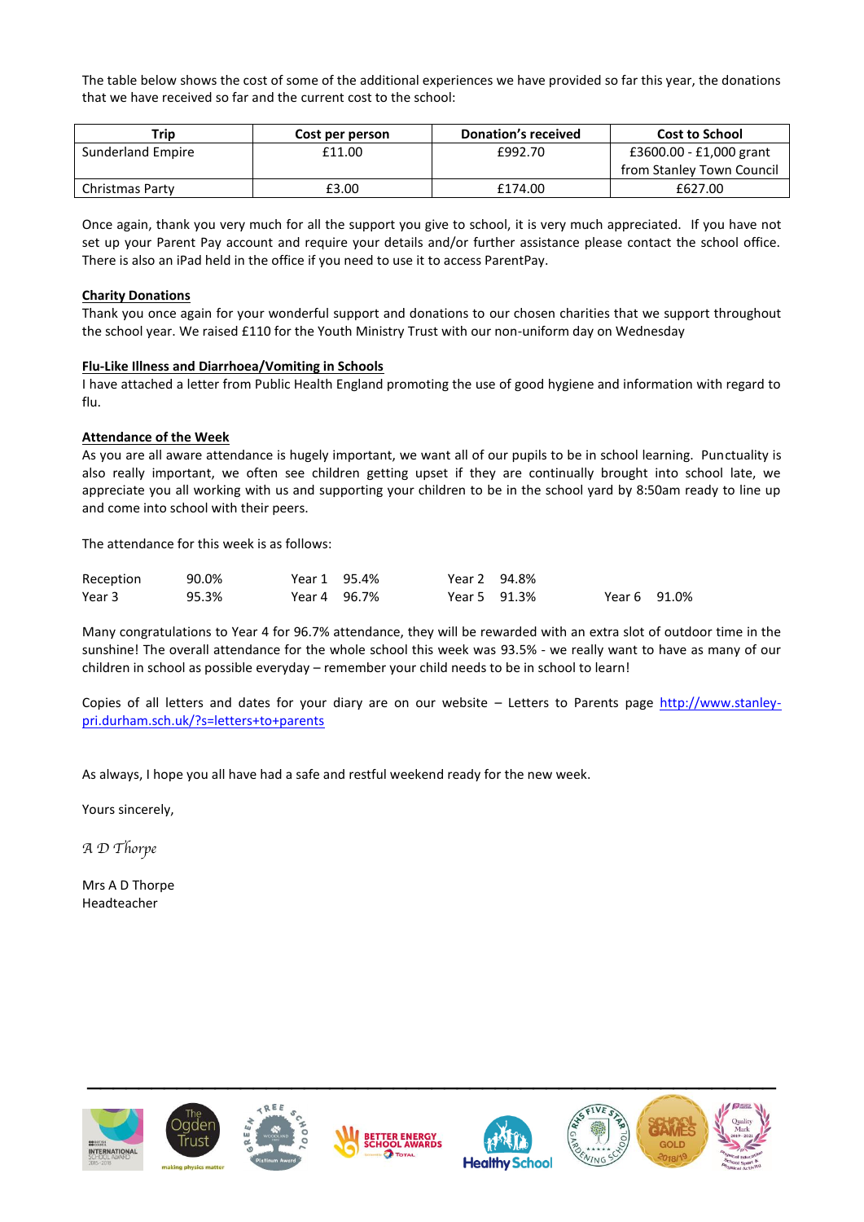The table below shows the cost of some of the additional experiences we have provided so far this year, the donations that we have received so far and the current cost to the school:

| Trip | Cost per person | Donation's received | Cost to School |
|---|---|---|---|
| Sunderland Empire | £11.00 | £992.70 | £3600.00 - £1,000 grant from Stanley Town Council |
| Christmas Party | £3.00 | £174.00 | £627.00 |

Once again, thank you very much for all the support you give to school, it is very much appreciated. If you have not set up your Parent Pay account and require your details and/or further assistance please contact the school office. There is also an iPad held in the office if you need to use it to access ParentPay.

**Charity Donations**

Thank you once again for your wonderful support and donations to our chosen charities that we support throughout the school year. We raised £110 for the Youth Ministry Trust with our non-uniform day on Wednesday

**Flu-Like Illness and Diarrhoea/Vomiting in Schools**

I have attached a letter from Public Health England promoting the use of good hygiene and information with regard to flu.

**Attendance of the Week**

As you are all aware attendance is hugely important, we want all of our pupils to be in school learning. Punctuality is also really important, we often see children getting upset if they are continually brought into school late, we appreciate you all working with us and supporting your children to be in the school yard by 8:50am ready to line up and come into school with their peers.

The attendance for this week is as follows:

| | | | | | | | |
|---|---|---|---|---|---|---|---|
| Reception | 90.0% | Year 1 | 95.4% | Year 2 | 94.8% | | |
| Year 3 | 95.3% | Year 4 | 96.7% | Year 5 | 91.3% | Year 6 | 91.0% |

Many congratulations to Year 4 for 96.7% attendance, they will be rewarded with an extra slot of outdoor time in the sunshine! The overall attendance for the whole school this week was 93.5% - we really want to have as many of our children in school as possible everyday – remember your child needs to be in school to learn!

Copies of all letters and dates for your diary are on our website – Letters to Parents page http://www.stanley-pri.durham.sch.uk/?s=letters+to+parents

As always, I hope you all have had a safe and restful weekend ready for the new week.

Yours sincerely,

*A D Thorpe*

Mrs A D Thorpe
Headteacher